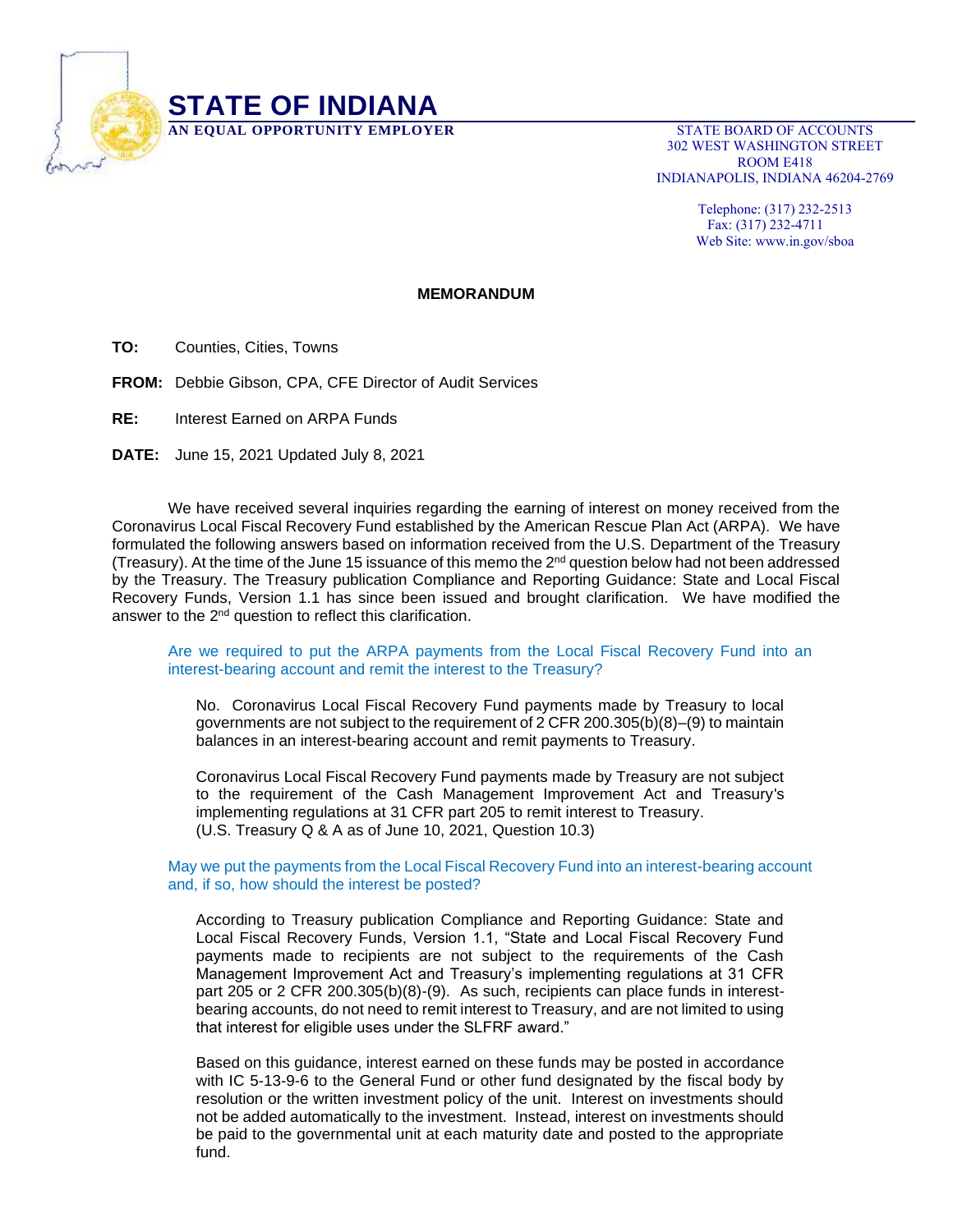# STATE OF INDIANA

**AN EQUAL OPPORTUNITY EMPLOYER**

STATE BOARD OF ACCOUNTS
302 WEST WASHINGTON STREET
ROOM E418
INDIANAPOLIS, INDIANA 46204-2769

Telephone: (317) 232-2513
Fax: (317) 232-4711
Web Site: www.in.gov/sboa

**MEMORANDUM**

**TO:** Counties, Cities, Towns

**FROM:** Debbie Gibson, CPA, CFE Director of Audit Services

**RE:** Interest Earned on ARPA Funds

**DATE:** June 15, 2021 Updated July 8, 2021

We have received several inquiries regarding the earning of interest on money received from the Coronavirus Local Fiscal Recovery Fund established by the American Rescue Plan Act (ARPA). We have formulated the following answers based on information received from the U.S. Department of the Treasury (Treasury). At the time of the June 15 issuance of this memo the 2nd question below had not been addressed by the Treasury. The Treasury publication Compliance and Reporting Guidance: State and Local Fiscal Recovery Funds, Version 1.1 has since been issued and brought clarification. We have modified the answer to the 2nd question to reflect this clarification.

Are we required to put the ARPA payments from the Local Fiscal Recovery Fund into an interest-bearing account and remit the interest to the Treasury?

No. Coronavirus Local Fiscal Recovery Fund payments made by Treasury to local governments are not subject to the requirement of 2 CFR 200.305(b)(8)–(9) to maintain balances in an interest-bearing account and remit payments to Treasury.

Coronavirus Local Fiscal Recovery Fund payments made by Treasury are not subject to the requirement of the Cash Management Improvement Act and Treasury's implementing regulations at 31 CFR part 205 to remit interest to Treasury. (U.S. Treasury Q & A as of June 10, 2021, Question 10.3)

May we put the payments from the Local Fiscal Recovery Fund into an interest-bearing account and, if so, how should the interest be posted?

According to Treasury publication Compliance and Reporting Guidance: State and Local Fiscal Recovery Funds, Version 1.1, "State and Local Fiscal Recovery Fund payments made to recipients are not subject to the requirements of the Cash Management Improvement Act and Treasury's implementing regulations at 31 CFR part 205 or 2 CFR 200.305(b)(8)-(9). As such, recipients can place funds in interest-bearing accounts, do not need to remit interest to Treasury, and are not limited to using that interest for eligible uses under the SLFRF award."

Based on this guidance, interest earned on these funds may be posted in accordance with IC 5-13-9-6 to the General Fund or other fund designated by the fiscal body by resolution or the written investment policy of the unit. Interest on investments should not be added automatically to the investment. Instead, interest on investments should be paid to the governmental unit at each maturity date and posted to the appropriate fund.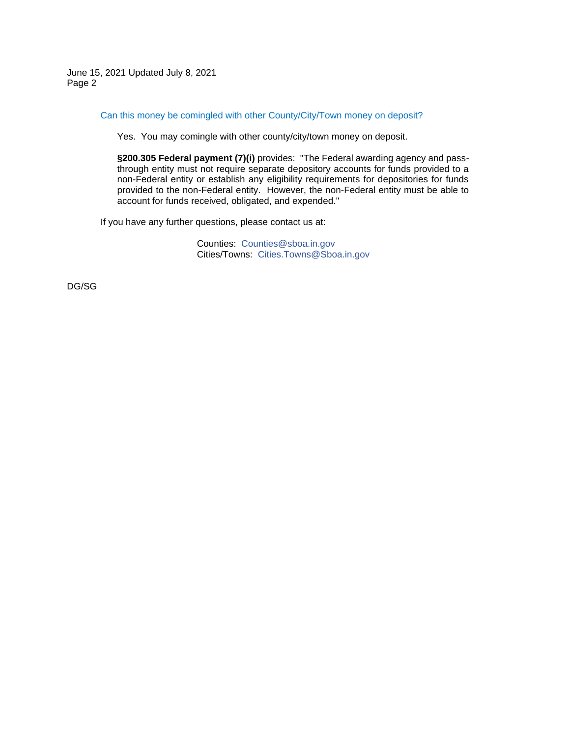Can this money be comingled with other County/City/Town money on deposit?

Yes. You may comingle with other county/city/town money on deposit.

**§200.305 Federal payment (7)(i)** provides: "The Federal awarding agency and pass-through entity must not require separate depository accounts for funds provided to a non-Federal entity or establish any eligibility requirements for depositories for funds provided to the non-Federal entity. However, the non-Federal entity must be able to account for funds received, obligated, and expended."

If you have any further questions, please contact us at:

Counties: Counties@sboa.in.gov
Cities/Towns: Cities.Towns@Sboa.in.gov

DG/SG